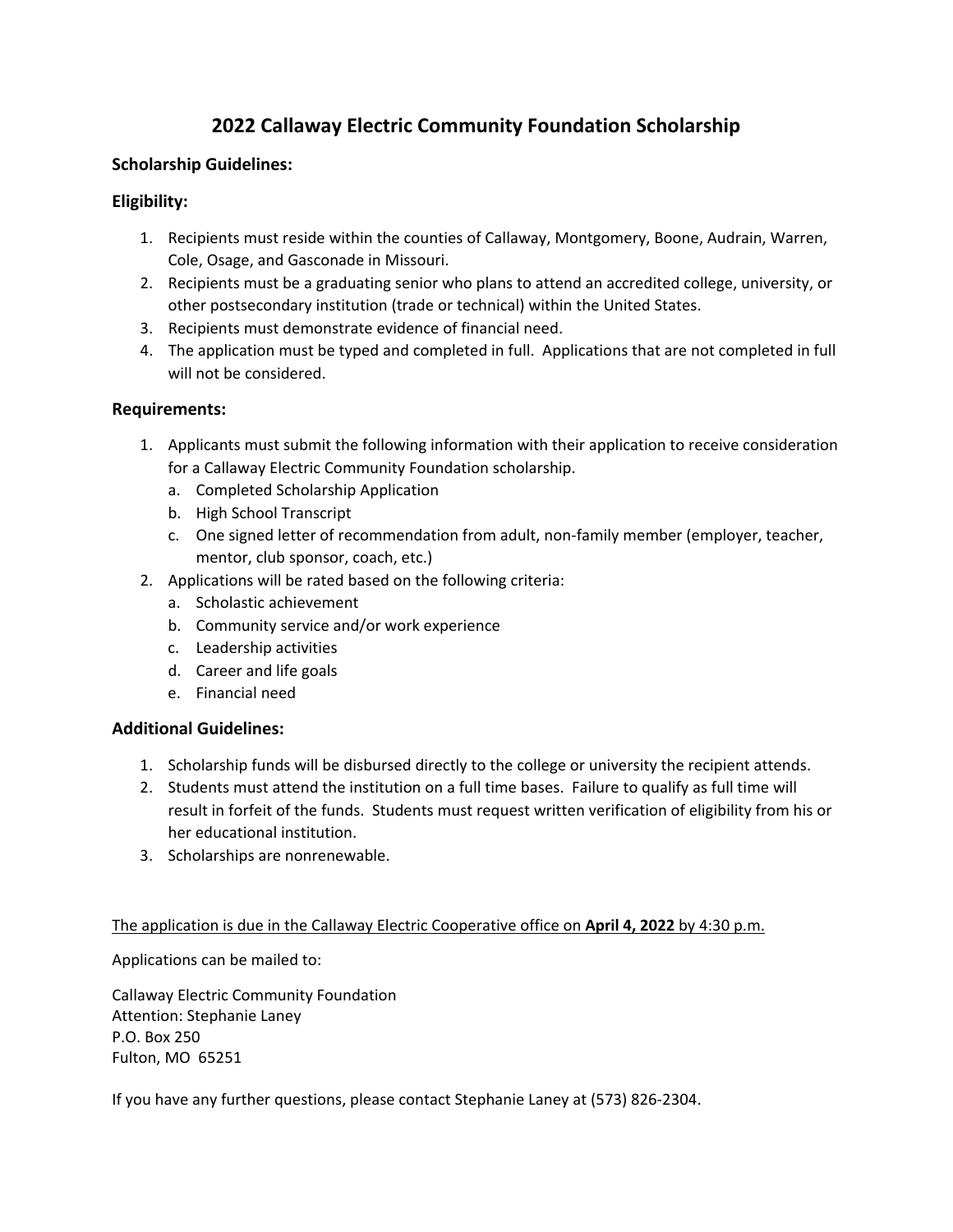# 2022 Callaway Electric Community Foundation Scholarship

### Scholarship Guidelines:

### Eligibility:

1. Recipients must reside within the counties of Callaway, Montgomery, Boone, Audrain, Warren, Cole, Osage, and Gasconade in Missouri.
2. Recipients must be a graduating senior who plans to attend an accredited college, university, or other postsecondary institution (trade or technical) within the United States.
3. Recipients must demonstrate evidence of financial need.
4. The application must be typed and completed in full. Applications that are not completed in full will not be considered.

### Requirements:

1. Applicants must submit the following information with their application to receive consideration for a Callaway Electric Community Foundation scholarship.
   a. Completed Scholarship Application
   b. High School Transcript
   c. One signed letter of recommendation from adult, non-family member (employer, teacher, mentor, club sponsor, coach, etc.)
2. Applications will be rated based on the following criteria:
   a. Scholastic achievement
   b. Community service and/or work experience
   c. Leadership activities
   d. Career and life goals
   e. Financial need

### Additional Guidelines:

1. Scholarship funds will be disbursed directly to the college or university the recipient attends.
2. Students must attend the institution on a full time bases. Failure to qualify as full time will result in forfeit of the funds. Students must request written verification of eligibility from his or her educational institution.
3. Scholarships are nonrenewable.

<u>The application is due in the Callaway Electric Cooperative office on **April 4, 2022** by 4:30 p.m.</u>

Applications can be mailed to:

Callaway Electric Community Foundation
Attention: Stephanie Laney
P.O. Box 250
Fulton, MO 65251

If you have any further questions, please contact Stephanie Laney at (573) 826-2304.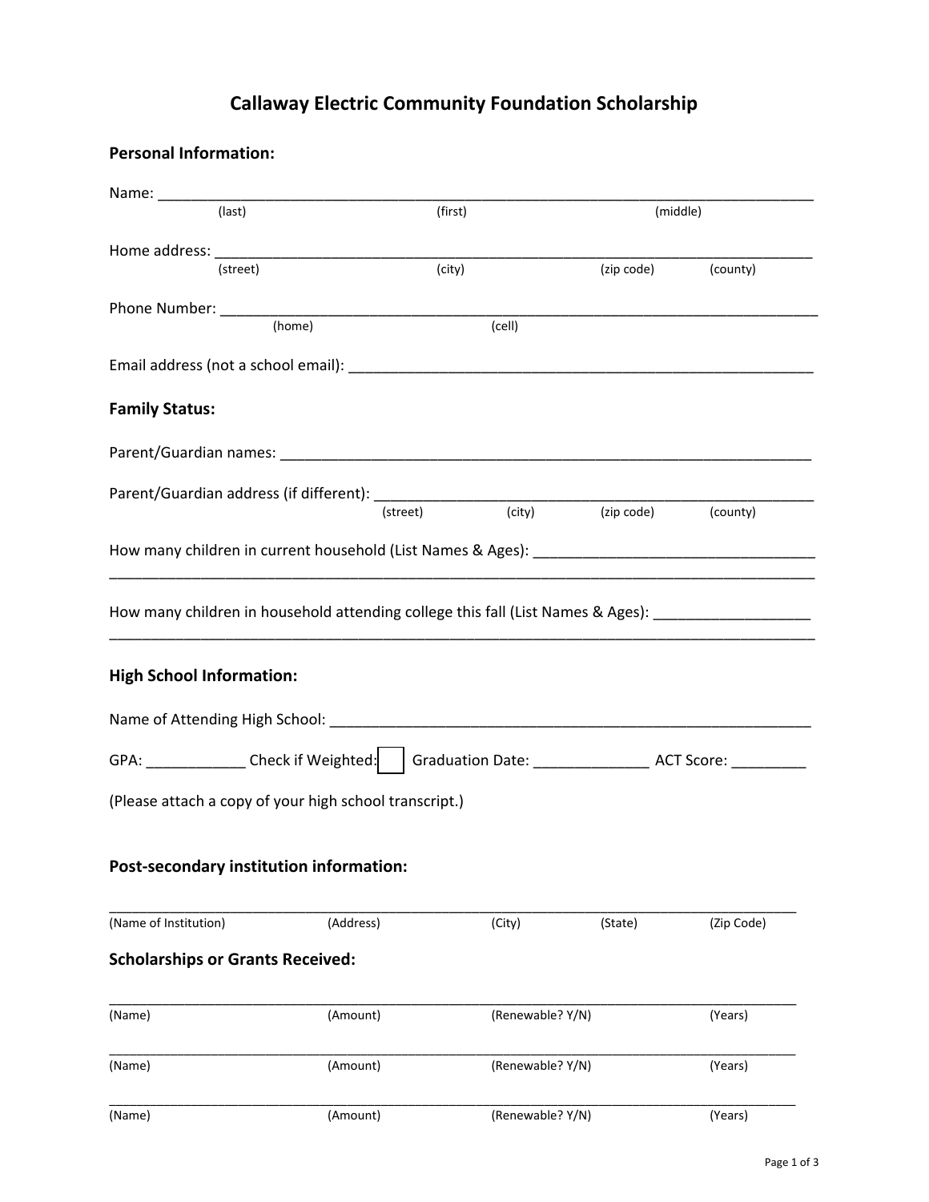# Callaway Electric Community Foundation Scholarship

## Personal Information:

Name: ______________________________________________________________________________
(last) (first) (middle)

Home address: _________________________________________________________________________
(street) (city) (zip code) (county)

Phone Number: _________________________________________________________________________
(home) (cell)

Email address (not a school email): ____________________________________________________

## Family Status:

Parent/Guardian names: _________________________________________________________________

Parent/Guardian address (if different): __________________________________________________
(street) (city) (zip code) (county)

How many children in current household (List Names & Ages): __________________________________
_____________________________________________________________________________________

How many children in household attending college this fall (List Names & Ages): ___________________
_____________________________________________________________________________________

## High School Information:

Name of Attending High School: ____________________________________________________________

GPA: ___________ Check if Weighted: ☐ Graduation Date: _____________ ACT Score: _________

(Please attach a copy of your high school transcript.)

## Post-secondary institution information:

_____________________________________________________________________________________
(Name of Institution) (Address) (City) (State) (Zip Code)

## Scholarships or Grants Received:

_____________________________________________________________________________________
(Name) (Amount) (Renewable? Y/N) (Years)

_____________________________________________________________________________________
(Name) (Amount) (Renewable? Y/N) (Years)

_____________________________________________________________________________________
(Name) (Amount) (Renewable? Y/N) (Years)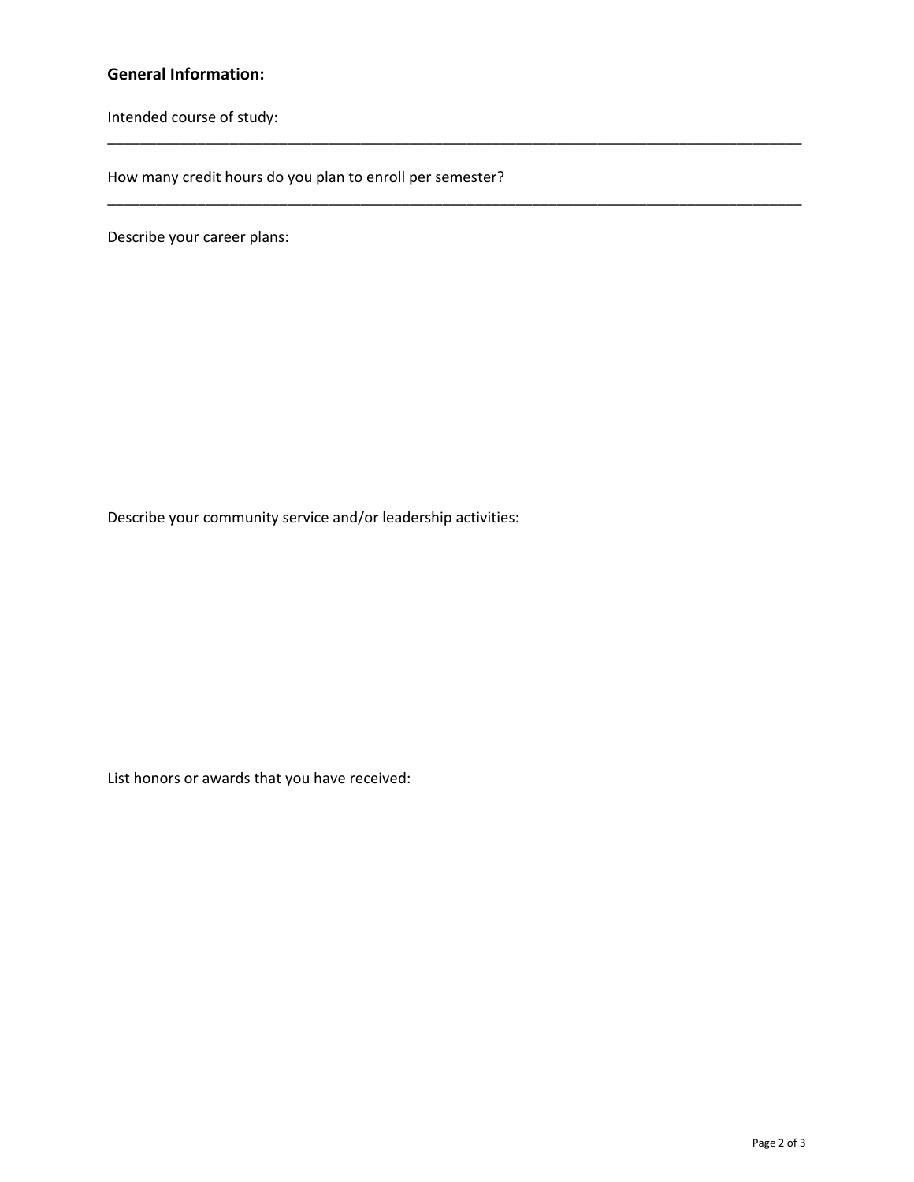## General Information:

Intended course of study:

______________________________________________________________________________________

How many credit hours do you plan to enroll per semester?

______________________________________________________________________________________

Describe your career plans:

Describe your community service and/or leadership activities:

List honors or awards that you have received: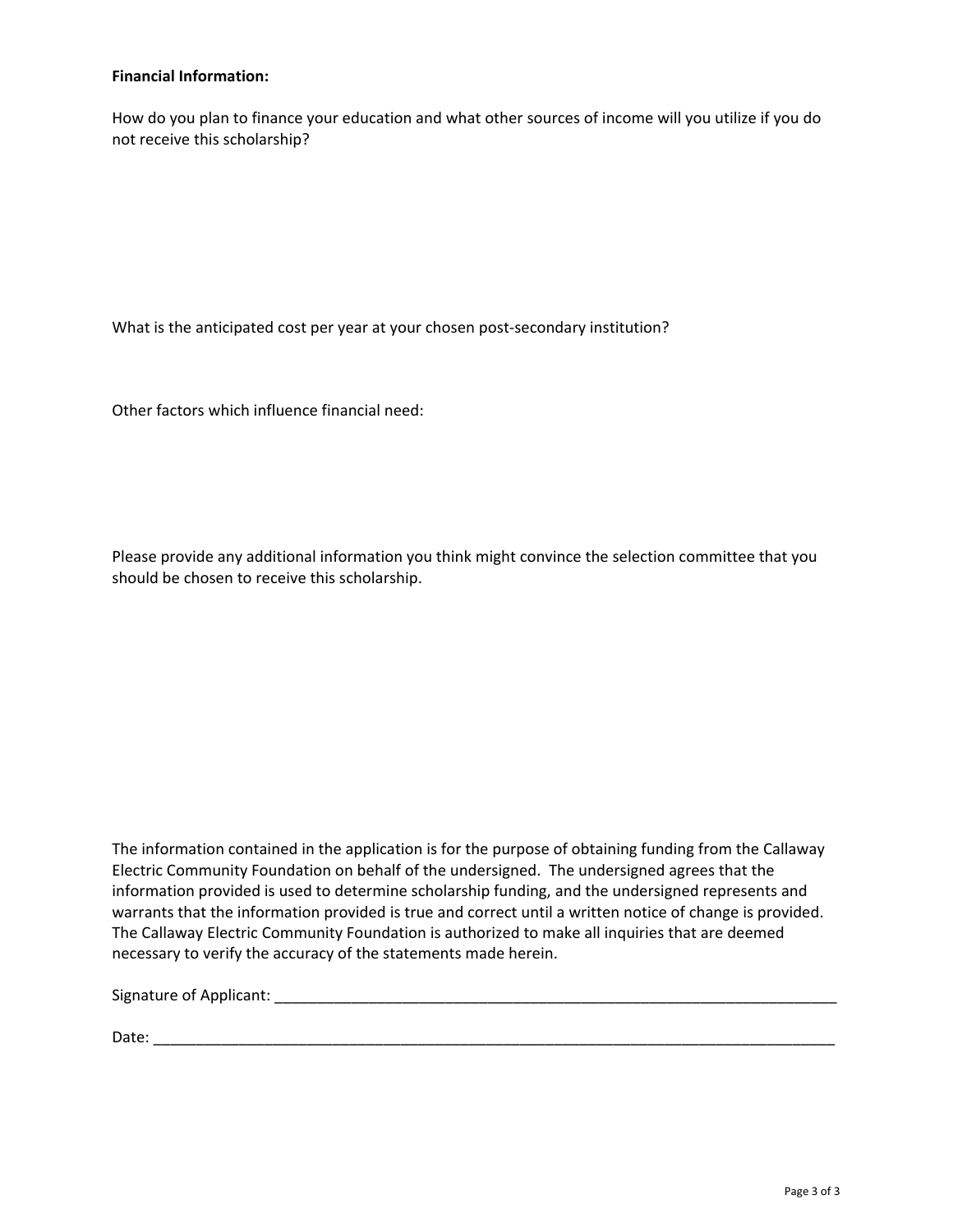**Financial Information:**

How do you plan to finance your education and what other sources of income will you utilize if you do not receive this scholarship?

What is the anticipated cost per year at your chosen post-secondary institution?

Other factors which influence financial need:

Please provide any additional information you think might convince the selection committee that you should be chosen to receive this scholarship.

The information contained in the application is for the purpose of obtaining funding from the Callaway Electric Community Foundation on behalf of the undersigned. The undersigned agrees that the information provided is used to determine scholarship funding, and the undersigned represents and warrants that the information provided is true and correct until a written notice of change is provided. The Callaway Electric Community Foundation is authorized to make all inquiries that are deemed necessary to verify the accuracy of the statements made herein.

Signature of Applicant: ______________________________________________________________________

Date: ____________________________________________________________________________________